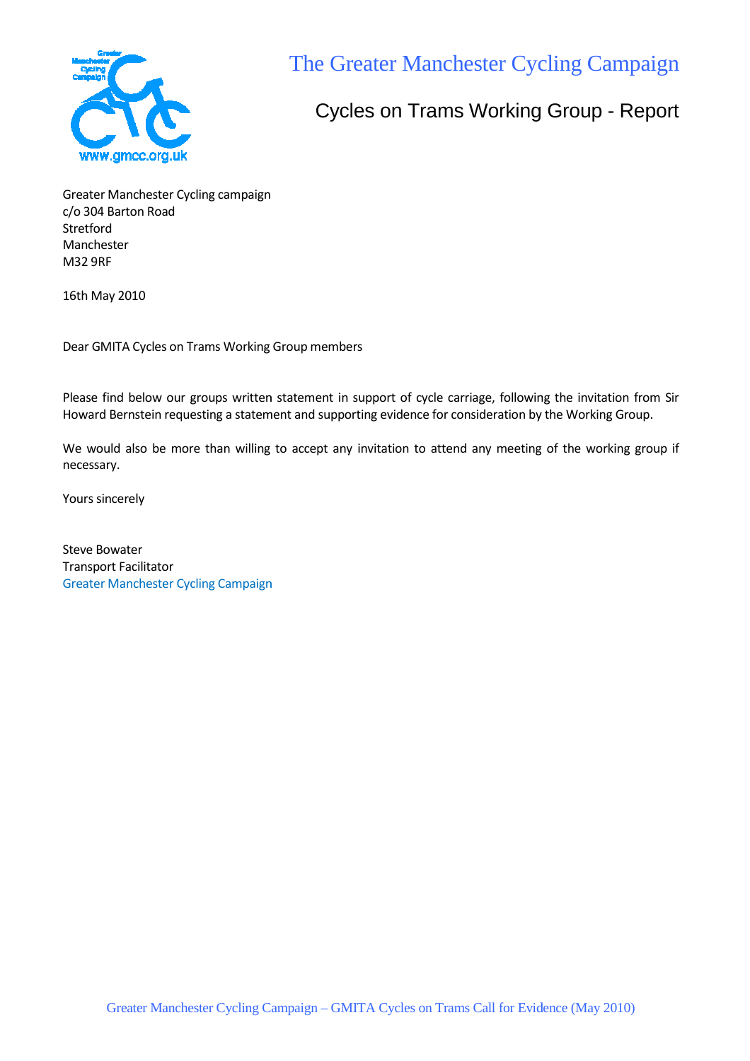# The Greater Manchester Cycling Campaign

## Cycles on Trams Working Group - Report

Greater Manchester Cycling campaign
c/o 304 Barton Road
Stretford
Manchester
M32 9RF

16th May 2010

Dear GMITA Cycles on Trams Working Group members

Please find below our groups written statement in support of cycle carriage, following the invitation from Sir Howard Bernstein requesting a statement and supporting evidence for consideration by the Working Group.

We would also be more than willing to accept any invitation to attend any meeting of the working group if necessary.

Yours sincerely

Steve Bowater
Transport Facilitator
Greater Manchester Cycling Campaign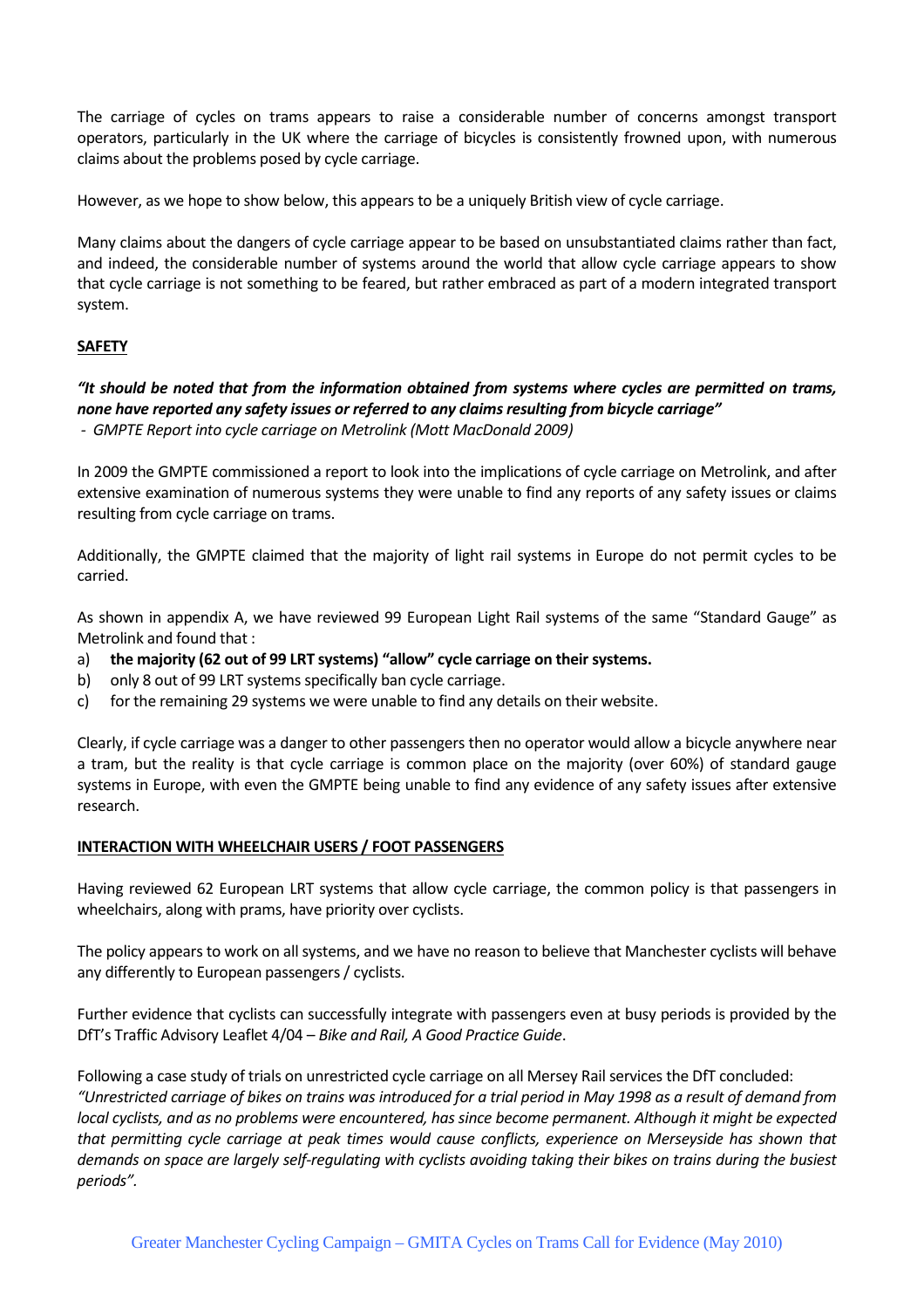The carriage of cycles on trams appears to raise a considerable number of concerns amongst transport operators, particularly in the UK where the carriage of bicycles is consistently frowned upon, with numerous claims about the problems posed by cycle carriage.

However, as we hope to show below, this appears to be a uniquely British view of cycle carriage.

Many claims about the dangers of cycle carriage appear to be based on unsubstantiated claims rather than fact, and indeed, the considerable number of systems around the world that allow cycle carriage appears to show that cycle carriage is not something to be feared, but rather embraced as part of a modern integrated transport system.

## SAFETY

***"It should be noted that from the information obtained from systems where cycles are permitted on trams, none have reported any safety issues or referred to any claims resulting from bicycle carriage"***
- *GMPTE Report into cycle carriage on Metrolink (Mott MacDonald 2009)*

In 2009 the GMPTE commissioned a report to look into the implications of cycle carriage on Metrolink, and after extensive examination of numerous systems they were unable to find any reports of any safety issues or claims resulting from cycle carriage on trams.

Additionally, the GMPTE claimed that the majority of light rail systems in Europe do not permit cycles to be carried.

As shown in appendix A, we have reviewed 99 European Light Rail systems of the same "Standard Gauge" as Metrolink and found that :

a) **the majority (62 out of 99 LRT systems) "allow" cycle carriage on their systems.**
b) only 8 out of 99 LRT systems specifically ban cycle carriage.
c) for the remaining 29 systems we were unable to find any details on their website.

Clearly, if cycle carriage was a danger to other passengers then no operator would allow a bicycle anywhere near a tram, but the reality is that cycle carriage is common place on the majority (over 60%) of standard gauge systems in Europe, with even the GMPTE being unable to find any evidence of any safety issues after extensive research.

## INTERACTION WITH WHEELCHAIR USERS / FOOT PASSENGERS

Having reviewed 62 European LRT systems that allow cycle carriage, the common policy is that passengers in wheelchairs, along with prams, have priority over cyclists.

The policy appears to work on all systems, and we have no reason to believe that Manchester cyclists will behave any differently to European passengers / cyclists.

Further evidence that cyclists can successfully integrate with passengers even at busy periods is provided by the DfT's Traffic Advisory Leaflet 4/04 – *Bike and Rail, A Good Practice Guide*.

Following a case study of trials on unrestricted cycle carriage on all Mersey Rail services the DfT concluded:
*"Unrestricted carriage of bikes on trains was introduced for a trial period in May 1998 as a result of demand from local cyclists, and as no problems were encountered, has since become permanent. Although it might be expected that permitting cycle carriage at peak times would cause conflicts, experience on Merseyside has shown that demands on space are largely self-regulating with cyclists avoiding taking their bikes on trains during the busiest periods".*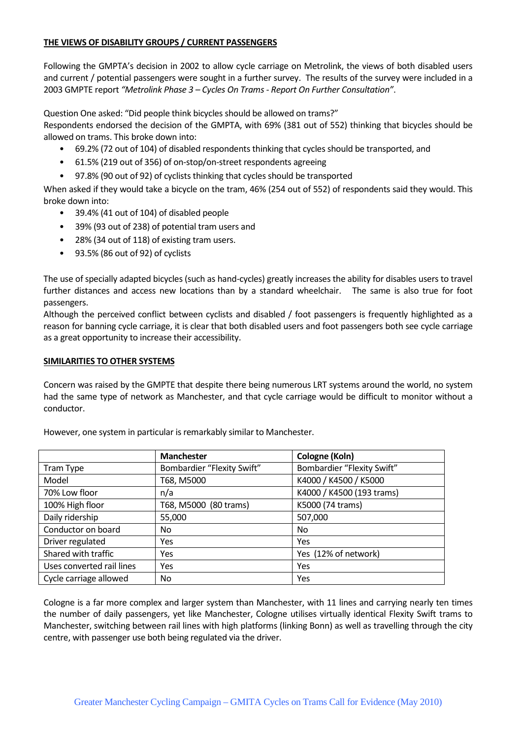**THE VIEWS OF DISABILITY GROUPS / CURRENT PASSENGERS**

Following the GMPTA's decision in 2002 to allow cycle carriage on Metrolink, the views of both disabled users and current / potential passengers were sought in a further survey. The results of the survey were included in a 2003 GMPTE report *"Metrolink Phase 3 – Cycles On Trams - Report On Further Consultation"*.

Question One asked: "Did people think bicycles should be allowed on trams?"
Respondents endorsed the decision of the GMPTA, with 69% (381 out of 552) thinking that bicycles should be allowed on trams. This broke down into:

- 69.2% (72 out of 104) of disabled respondents thinking that cycles should be transported, and
- 61.5% (219 out of 356) of on-stop/on-street respondents agreeing
- 97.8% (90 out of 92) of cyclists thinking that cycles should be transported

When asked if they would take a bicycle on the tram, 46% (254 out of 552) of respondents said they would. This broke down into:

- 39.4% (41 out of 104) of disabled people
- 39% (93 out of 238) of potential tram users and
- 28% (34 out of 118) of existing tram users.
- 93.5% (86 out of 92) of cyclists

The use of specially adapted bicycles (such as hand-cycles) greatly increases the ability for disables users to travel further distances and access new locations than by a standard wheelchair. The same is also true for foot passengers.
Although the perceived conflict between cyclists and disabled / foot passengers is frequently highlighted as a reason for banning cycle carriage, it is clear that both disabled users and foot passengers both see cycle carriage as a great opportunity to increase their accessibility.

**SIMILARITIES TO OTHER SYSTEMS**

Concern was raised by the GMPTE that despite there being numerous LRT systems around the world, no system had the same type of network as Manchester, and that cycle carriage would be difficult to monitor without a conductor.

However, one system in particular is remarkably similar to Manchester.

| | **Manchester** | **Cologne (Koln)** |
|---|---|---|
| Tram Type | Bombardier "Flexity Swift" | Bombardier "Flexity Swift" |
| Model | T68, M5000 | K4000 / K4500 / K5000 |
| 70% Low floor | n/a | K4000 / K4500 (193 trams) |
| 100% High floor | T68, M5000 (80 trams) | K5000 (74 trams) |
| Daily ridership | 55,000 | 507,000 |
| Conductor on board | No | No |
| Driver regulated | Yes | Yes |
| Shared with traffic | Yes | Yes (12% of network) |
| Uses converted rail lines | Yes | Yes |
| Cycle carriage allowed | No | Yes |

Cologne is a far more complex and larger system than Manchester, with 11 lines and carrying nearly ten times the number of daily passengers, yet like Manchester, Cologne utilises virtually identical Flexity Swift trams to Manchester, switching between rail lines with high platforms (linking Bonn) as well as travelling through the city centre, with passenger use both being regulated via the driver.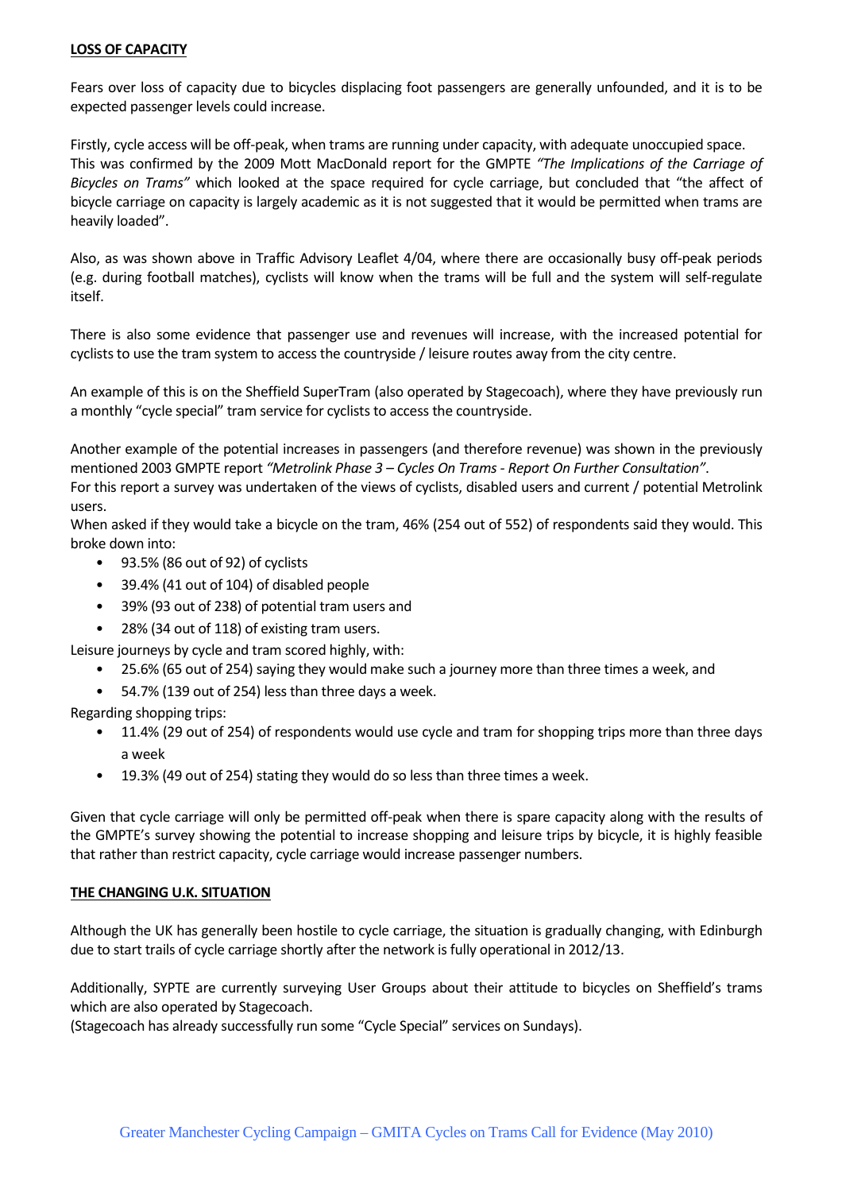## **LOSS OF CAPACITY**

Fears over loss of capacity due to bicycles displacing foot passengers are generally unfounded, and it is to be expected passenger levels could increase.

Firstly, cycle access will be off-peak, when trams are running under capacity, with adequate unoccupied space. This was confirmed by the 2009 Mott MacDonald report for the GMPTE *"The Implications of the Carriage of Bicycles on Trams"* which looked at the space required for cycle carriage, but concluded that "the affect of bicycle carriage on capacity is largely academic as it is not suggested that it would be permitted when trams are heavily loaded".

Also, as was shown above in Traffic Advisory Leaflet 4/04, where there are occasionally busy off-peak periods (e.g. during football matches), cyclists will know when the trams will be full and the system will self-regulate itself.

There is also some evidence that passenger use and revenues will increase, with the increased potential for cyclists to use the tram system to access the countryside / leisure routes away from the city centre.

An example of this is on the Sheffield SuperTram (also operated by Stagecoach), where they have previously run a monthly "cycle special" tram service for cyclists to access the countryside.

Another example of the potential increases in passengers (and therefore revenue) was shown in the previously mentioned 2003 GMPTE report *"Metrolink Phase 3 – Cycles On Trams - Report On Further Consultation"*.
For this report a survey was undertaken of the views of cyclists, disabled users and current / potential Metrolink users.
When asked if they would take a bicycle on the tram, 46% (254 out of 552) of respondents said they would. This broke down into:

- 93.5% (86 out of 92) of cyclists
- 39.4% (41 out of 104) of disabled people
- 39% (93 out of 238) of potential tram users and
- 28% (34 out of 118) of existing tram users.

Leisure journeys by cycle and tram scored highly, with:

- 25.6% (65 out of 254) saying they would make such a journey more than three times a week, and
- 54.7% (139 out of 254) less than three days a week.

Regarding shopping trips:

- 11.4% (29 out of 254) of respondents would use cycle and tram for shopping trips more than three days a week
- 19.3% (49 out of 254) stating they would do so less than three times a week.

Given that cycle carriage will only be permitted off-peak when there is spare capacity along with the results of the GMPTE's survey showing the potential to increase shopping and leisure trips by bicycle, it is highly feasible that rather than restrict capacity, cycle carriage would increase passenger numbers.

## **THE CHANGING U.K. SITUATION**

Although the UK has generally been hostile to cycle carriage, the situation is gradually changing, with Edinburgh due to start trails of cycle carriage shortly after the network is fully operational in 2012/13.

Additionally, SYPTE are currently surveying User Groups about their attitude to bicycles on Sheffield's trams which are also operated by Stagecoach.
(Stagecoach has already successfully run some "Cycle Special" services on Sundays).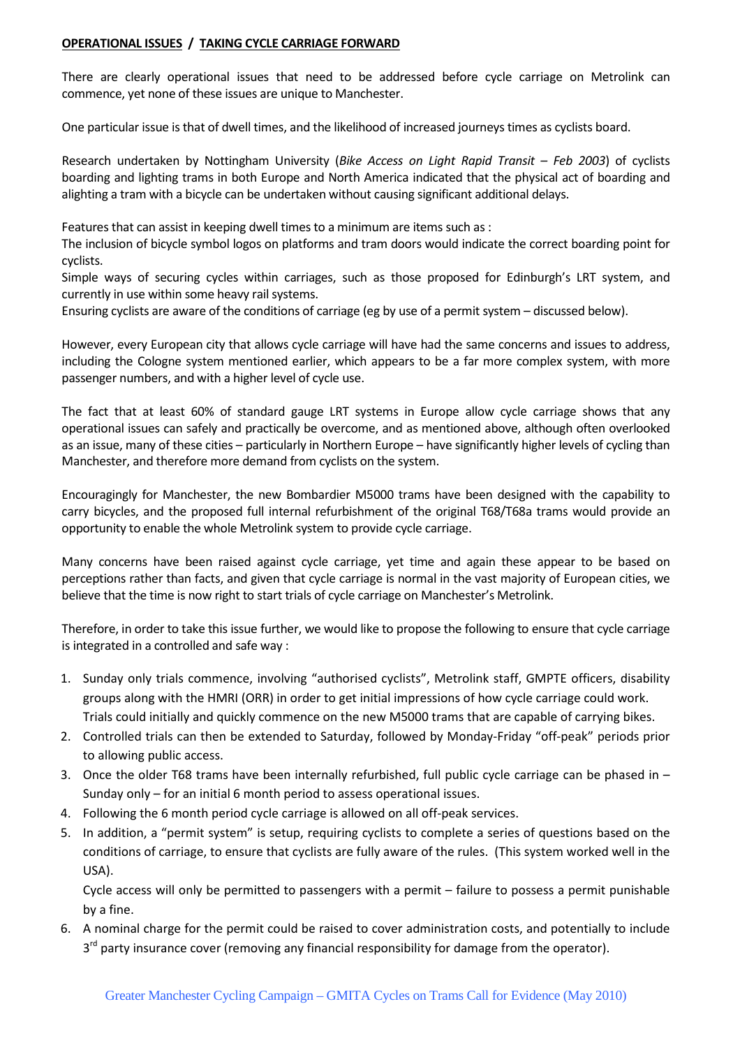**OPERATIONAL ISSUES / TAKING CYCLE CARRIAGE FORWARD**

There are clearly operational issues that need to be addressed before cycle carriage on Metrolink can commence, yet none of these issues are unique to Manchester.

One particular issue is that of dwell times, and the likelihood of increased journeys times as cyclists board.

Research undertaken by Nottingham University (*Bike Access on Light Rapid Transit – Feb 2003*) of cyclists boarding and lighting trams in both Europe and North America indicated that the physical act of boarding and alighting a tram with a bicycle can be undertaken without causing significant additional delays.

Features that can assist in keeping dwell times to a minimum are items such as :

The inclusion of bicycle symbol logos on platforms and tram doors would indicate the correct boarding point for cyclists.

Simple ways of securing cycles within carriages, such as those proposed for Edinburgh's LRT system, and currently in use within some heavy rail systems.

Ensuring cyclists are aware of the conditions of carriage (eg by use of a permit system – discussed below).

However, every European city that allows cycle carriage will have had the same concerns and issues to address, including the Cologne system mentioned earlier, which appears to be a far more complex system, with more passenger numbers, and with a higher level of cycle use.

The fact that at least 60% of standard gauge LRT systems in Europe allow cycle carriage shows that any operational issues can safely and practically be overcome, and as mentioned above, although often overlooked as an issue, many of these cities – particularly in Northern Europe – have significantly higher levels of cycling than Manchester, and therefore more demand from cyclists on the system.

Encouragingly for Manchester, the new Bombardier M5000 trams have been designed with the capability to carry bicycles, and the proposed full internal refurbishment of the original T68/T68a trams would provide an opportunity to enable the whole Metrolink system to provide cycle carriage.

Many concerns have been raised against cycle carriage, yet time and again these appear to be based on perceptions rather than facts, and given that cycle carriage is normal in the vast majority of European cities, we believe that the time is now right to start trials of cycle carriage on Manchester's Metrolink.

Therefore, in order to take this issue further, we would like to propose the following to ensure that cycle carriage is integrated in a controlled and safe way :

1. Sunday only trials commence, involving "authorised cyclists", Metrolink staff, GMPTE officers, disability groups along with the HMRI (ORR) in order to get initial impressions of how cycle carriage could work. Trials could initially and quickly commence on the new M5000 trams that are capable of carrying bikes.
2. Controlled trials can then be extended to Saturday, followed by Monday-Friday "off-peak" periods prior to allowing public access.
3. Once the older T68 trams have been internally refurbished, full public cycle carriage can be phased in – Sunday only – for an initial 6 month period to assess operational issues.
4. Following the 6 month period cycle carriage is allowed on all off-peak services.
5. In addition, a "permit system" is setup, requiring cyclists to complete a series of questions based on the conditions of carriage, to ensure that cyclists are fully aware of the rules. (This system worked well in the USA).

   Cycle access will only be permitted to passengers with a permit – failure to possess a permit punishable by a fine.
6. A nominal charge for the permit could be raised to cover administration costs, and potentially to include 3rd party insurance cover (removing any financial responsibility for damage from the operator).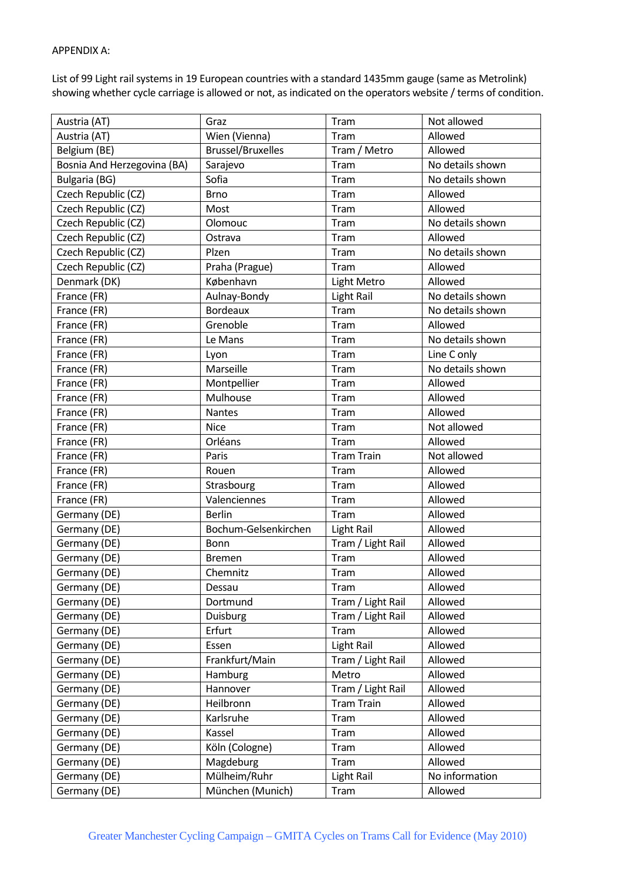APPENDIX A:

List of 99 Light rail systems in 19 European countries with a standard 1435mm gauge (same as Metrolink) showing whether cycle carriage is allowed or not, as indicated on the operators website / terms of condition.

| | | | |
|---|---|---|---|
| Austria (AT) | Graz | Tram | Not allowed |
| Austria (AT) | Wien (Vienna) | Tram | Allowed |
| Belgium (BE) | Brussel/Bruxelles | Tram / Metro | Allowed |
| Bosnia And Herzegovina (BA) | Sarajevo | Tram | No details shown |
| Bulgaria (BG) | Sofia | Tram | No details shown |
| Czech Republic (CZ) | Brno | Tram | Allowed |
| Czech Republic (CZ) | Most | Tram | Allowed |
| Czech Republic (CZ) | Olomouc | Tram | No details shown |
| Czech Republic (CZ) | Ostrava | Tram | Allowed |
| Czech Republic (CZ) | Plzen | Tram | No details shown |
| Czech Republic (CZ) | Praha (Prague) | Tram | Allowed |
| Denmark (DK) | København | Light Metro | Allowed |
| France (FR) | Aulnay-Bondy | Light Rail | No details shown |
| France (FR) | Bordeaux | Tram | No details shown |
| France (FR) | Grenoble | Tram | Allowed |
| France (FR) | Le Mans | Tram | No details shown |
| France (FR) | Lyon | Tram | Line C only |
| France (FR) | Marseille | Tram | No details shown |
| France (FR) | Montpellier | Tram | Allowed |
| France (FR) | Mulhouse | Tram | Allowed |
| France (FR) | Nantes | Tram | Allowed |
| France (FR) | Nice | Tram | Not allowed |
| France (FR) | Orléans | Tram | Allowed |
| France (FR) | Paris | Tram Train | Not allowed |
| France (FR) | Rouen | Tram | Allowed |
| France (FR) | Strasbourg | Tram | Allowed |
| France (FR) | Valenciennes | Tram | Allowed |
| Germany (DE) | Berlin | Tram | Allowed |
| Germany (DE) | Bochum-Gelsenkirchen | Light Rail | Allowed |
| Germany (DE) | Bonn | Tram / Light Rail | Allowed |
| Germany (DE) | Bremen | Tram | Allowed |
| Germany (DE) | Chemnitz | Tram | Allowed |
| Germany (DE) | Dessau | Tram | Allowed |
| Germany (DE) | Dortmund | Tram / Light Rail | Allowed |
| Germany (DE) | Duisburg | Tram / Light Rail | Allowed |
| Germany (DE) | Erfurt | Tram | Allowed |
| Germany (DE) | Essen | Light Rail | Allowed |
| Germany (DE) | Frankfurt/Main | Tram / Light Rail | Allowed |
| Germany (DE) | Hamburg | Metro | Allowed |
| Germany (DE) | Hannover | Tram / Light Rail | Allowed |
| Germany (DE) | Heilbronn | Tram Train | Allowed |
| Germany (DE) | Karlsruhe | Tram | Allowed |
| Germany (DE) | Kassel | Tram | Allowed |
| Germany (DE) | Köln (Cologne) | Tram | Allowed |
| Germany (DE) | Magdeburg | Tram | Allowed |
| Germany (DE) | Mülheim/Ruhr | Light Rail | No information |
| Germany (DE) | München (Munich) | Tram | Allowed |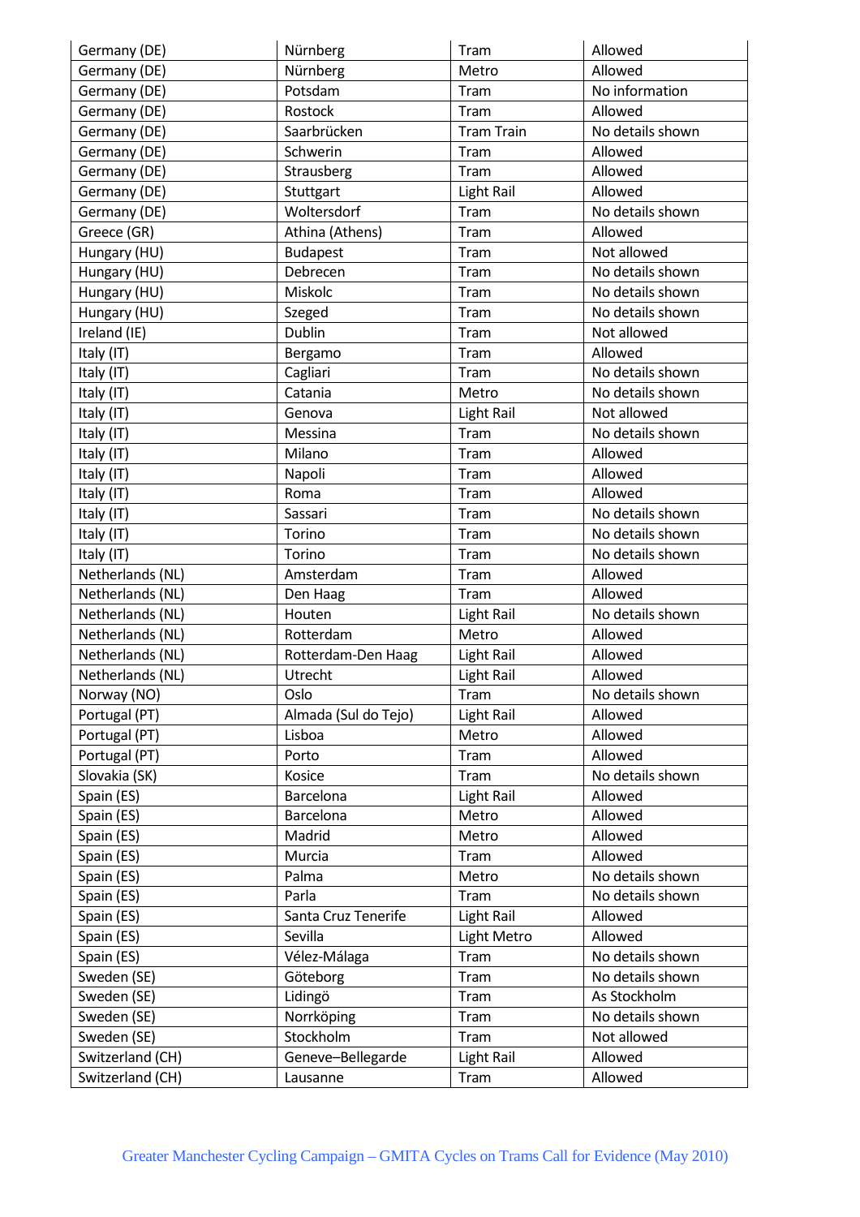| | | | |
|---|---|---|---|
| Germany (DE) | Nürnberg | Tram | Allowed |
| Germany (DE) | Nürnberg | Metro | Allowed |
| Germany (DE) | Potsdam | Tram | No information |
| Germany (DE) | Rostock | Tram | Allowed |
| Germany (DE) | Saarbrücken | Tram Train | No details shown |
| Germany (DE) | Schwerin | Tram | Allowed |
| Germany (DE) | Strausberg | Tram | Allowed |
| Germany (DE) | Stuttgart | Light Rail | Allowed |
| Germany (DE) | Woltersdorf | Tram | No details shown |
| Greece (GR) | Athina (Athens) | Tram | Allowed |
| Hungary (HU) | Budapest | Tram | Not allowed |
| Hungary (HU) | Debrecen | Tram | No details shown |
| Hungary (HU) | Miskolc | Tram | No details shown |
| Hungary (HU) | Szeged | Tram | No details shown |
| Ireland (IE) | Dublin | Tram | Not allowed |
| Italy (IT) | Bergamo | Tram | Allowed |
| Italy (IT) | Cagliari | Tram | No details shown |
| Italy (IT) | Catania | Metro | No details shown |
| Italy (IT) | Genova | Light Rail | Not allowed |
| Italy (IT) | Messina | Tram | No details shown |
| Italy (IT) | Milano | Tram | Allowed |
| Italy (IT) | Napoli | Tram | Allowed |
| Italy (IT) | Roma | Tram | Allowed |
| Italy (IT) | Sassari | Tram | No details shown |
| Italy (IT) | Torino | Tram | No details shown |
| Italy (IT) | Torino | Tram | No details shown |
| Netherlands (NL) | Amsterdam | Tram | Allowed |
| Netherlands (NL) | Den Haag | Tram | Allowed |
| Netherlands (NL) | Houten | Light Rail | No details shown |
| Netherlands (NL) | Rotterdam | Metro | Allowed |
| Netherlands (NL) | Rotterdam-Den Haag | Light Rail | Allowed |
| Netherlands (NL) | Utrecht | Light Rail | Allowed |
| Norway (NO) | Oslo | Tram | No details shown |
| Portugal (PT) | Almada (Sul do Tejo) | Light Rail | Allowed |
| Portugal (PT) | Lisboa | Metro | Allowed |
| Portugal (PT) | Porto | Tram | Allowed |
| Slovakia (SK) | Kosice | Tram | No details shown |
| Spain (ES) | Barcelona | Light Rail | Allowed |
| Spain (ES) | Barcelona | Metro | Allowed |
| Spain (ES) | Madrid | Metro | Allowed |
| Spain (ES) | Murcia | Tram | Allowed |
| Spain (ES) | Palma | Metro | No details shown |
| Spain (ES) | Parla | Tram | No details shown |
| Spain (ES) | Santa Cruz Tenerife | Light Rail | Allowed |
| Spain (ES) | Sevilla | Light Metro | Allowed |
| Spain (ES) | Vélez-Málaga | Tram | No details shown |
| Sweden (SE) | Göteborg | Tram | No details shown |
| Sweden (SE) | Lidingö | Tram | As Stockholm |
| Sweden (SE) | Norrköping | Tram | No details shown |
| Sweden (SE) | Stockholm | Tram | Not allowed |
| Switzerland (CH) | Geneve–Bellegarde | Light Rail | Allowed |
| Switzerland (CH) | Lausanne | Tram | Allowed |